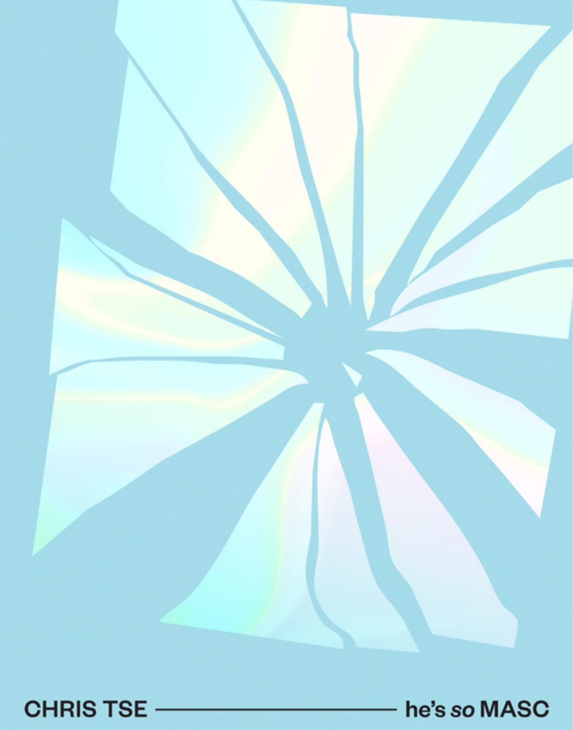CHRIS TSE —————————— he's *so* MASC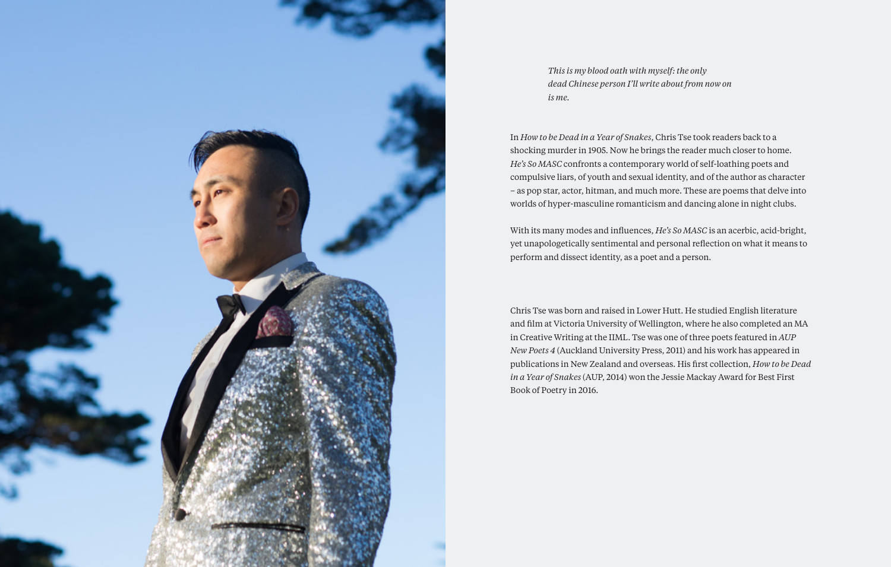*This is my blood oath with myself: the only dead Chinese person I'll write about from now on is me.*

In *How to be Dead in a Year of Snakes*, Chris Tse took readers back to a shocking murder in 1905. Now he brings the reader much closer to home. *He's So MASC* confronts a contemporary world of self-loathing poets and compulsive liars, of youth and sexual identity, and of the author as character – as pop star, actor, hitman, and much more. These are poems that delve into worlds of hyper-masculine romanticism and dancing alone in night clubs.

With its many modes and influences, *He's So MASC* is an acerbic, acid-bright, yet unapologetically sentimental and personal reflection on what it means to perform and dissect identity, as a poet and a person.

Chris Tse was born and raised in Lower Hutt. He studied English literature and film at Victoria University of Wellington, where he also completed an MA in Creative Writing at the IIML. Tse was one of three poets featured in *AUP New Poets 4* (Auckland University Press, 2011) and his work has appeared in publications in New Zealand and overseas. His first collection, *How to be Dead in a Year of Snakes* (AUP, 2014) won the Jessie Mackay Award for Best First Book of Poetry in 2016.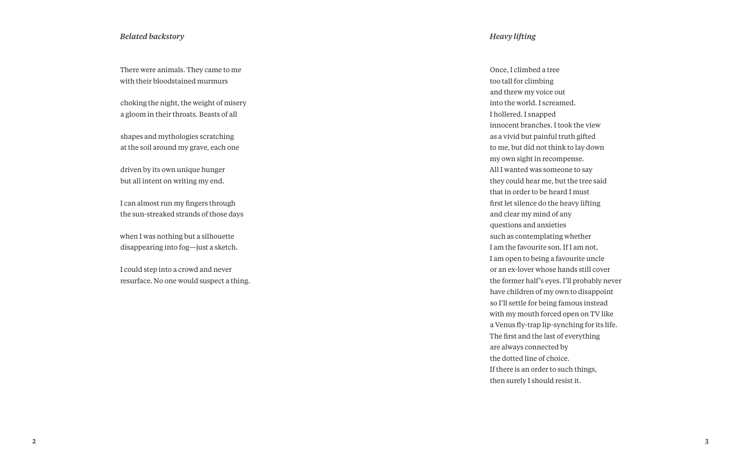*Belated backstory*

There were animals. They came to me
with their bloodstained murmurs

choking the night, the weight of misery
a gloom in their throats. Beasts of all

shapes and mythologies scratching
at the soil around my grave, each one

driven by its own unique hunger
but all intent on writing my end.

I can almost run my fingers through
the sun-streaked strands of those days

when I was nothing but a silhouette
disappearing into fog—just a sketch.

I could step into a crowd and never
resurface. No one would suspect a thing.

*Heavy lifting*

Once, I climbed a tree
too tall for climbing
and threw my voice out
into the world. I screamed.
I hollered. I snapped
innocent branches. I took the view
as a vivid but painful truth gifted
to me, but did not think to lay down
my own sight in recompense.
All I wanted was someone to say
they could hear me, but the tree said
that in order to be heard I must
first let silence do the heavy lifting
and clear my mind of any
questions and anxieties
such as contemplating whether
I am the favourite son. If I am not,
I am open to being a favourite uncle
or an ex-lover whose hands still cover
the former half's eyes. I'll probably never
have children of my own to disappoint
so I'll settle for being famous instead
with my mouth forced open on TV like
a Venus fly-trap lip-synching for its life.
The first and the last of everything
are always connected by
the dotted line of choice.
If there is an order to such things,
then surely I should resist it.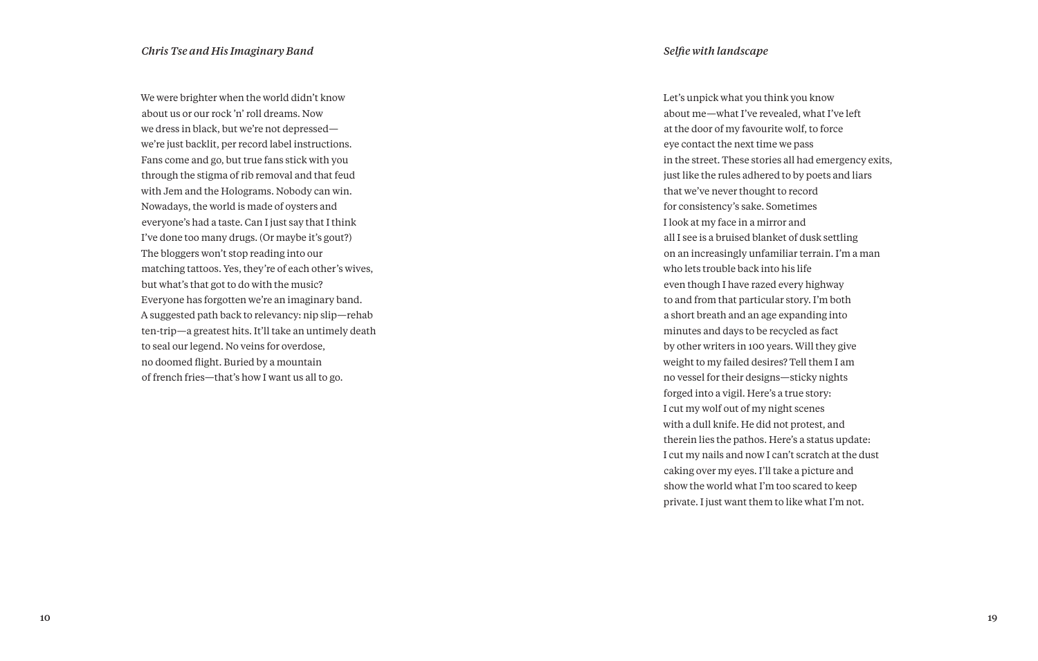## *Chris Tse and His Imaginary Band*

We were brighter when the world didn't know  
about us or our rock 'n' roll dreams. Now  
we dress in black, but we're not depressed—  
we're just backlit, per record label instructions.  
Fans come and go, but true fans stick with you  
through the stigma of rib removal and that feud  
with Jem and the Holograms. Nobody can win.  
Nowadays, the world is made of oysters and  
everyone's had a taste. Can I just say that I think  
I've done too many drugs. (Or maybe it's gout?)  
The bloggers won't stop reading into our  
matching tattoos. Yes, they're of each other's wives,  
but what's that got to do with the music?  
Everyone has forgotten we're an imaginary band.  
A suggested path back to relevancy: nip slip—rehab  
ten-trip—a greatest hits. It'll take an untimely death  
to seal our legend. No veins for overdose,  
no doomed flight. Buried by a mountain  
of french fries—that's how I want us all to go.

## *Selfie with landscape*

Let's unpick what you think you know  
about me—what I've revealed, what I've left  
at the door of my favourite wolf, to force  
eye contact the next time we pass  
in the street. These stories all had emergency exits,  
just like the rules adhered to by poets and liars  
that we've never thought to record  
for consistency's sake. Sometimes  
I look at my face in a mirror and  
all I see is a bruised blanket of dusk settling  
on an increasingly unfamiliar terrain. I'm a man  
who lets trouble back into his life  
even though I have razed every highway  
to and from that particular story. I'm both  
a short breath and an age expanding into  
minutes and days to be recycled as fact  
by other writers in 100 years. Will they give  
weight to my failed desires? Tell them I am  
no vessel for their designs—sticky nights  
forged into a vigil. Here's a true story:  
I cut my wolf out of my night scenes  
with a dull knife. He did not protest, and  
therein lies the pathos. Here's a status update:  
I cut my nails and now I can't scratch at the dust  
caking over my eyes. I'll take a picture and  
show the world what I'm too scared to keep  
private. I just want them to like what I'm not.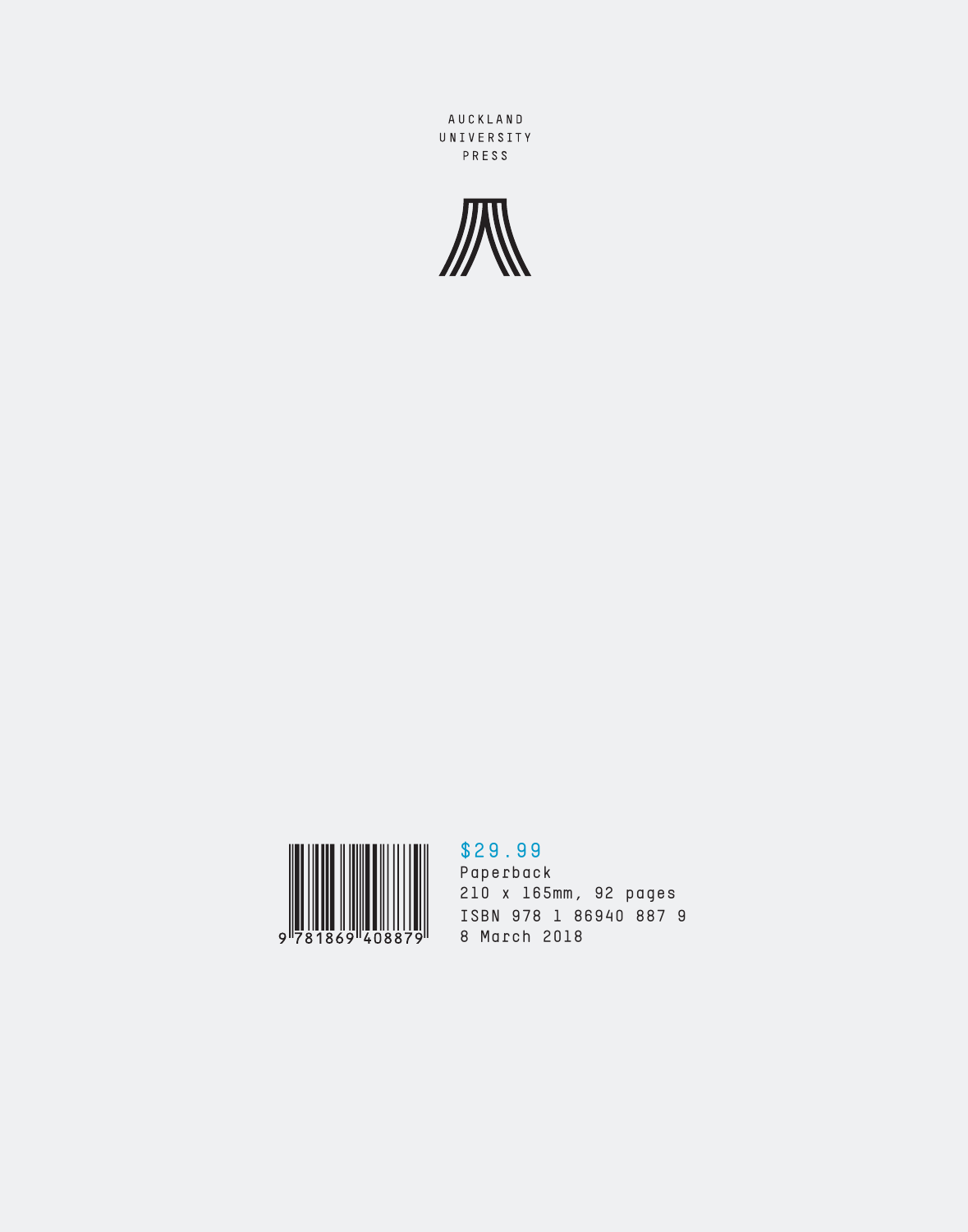AUCKLAND
UNIVERSITY
PRESS

9 781869 408879

$29.99
Paperback
210 x 165mm, 92 pages
ISBN 978 1 86940 887 9
8 March 2018